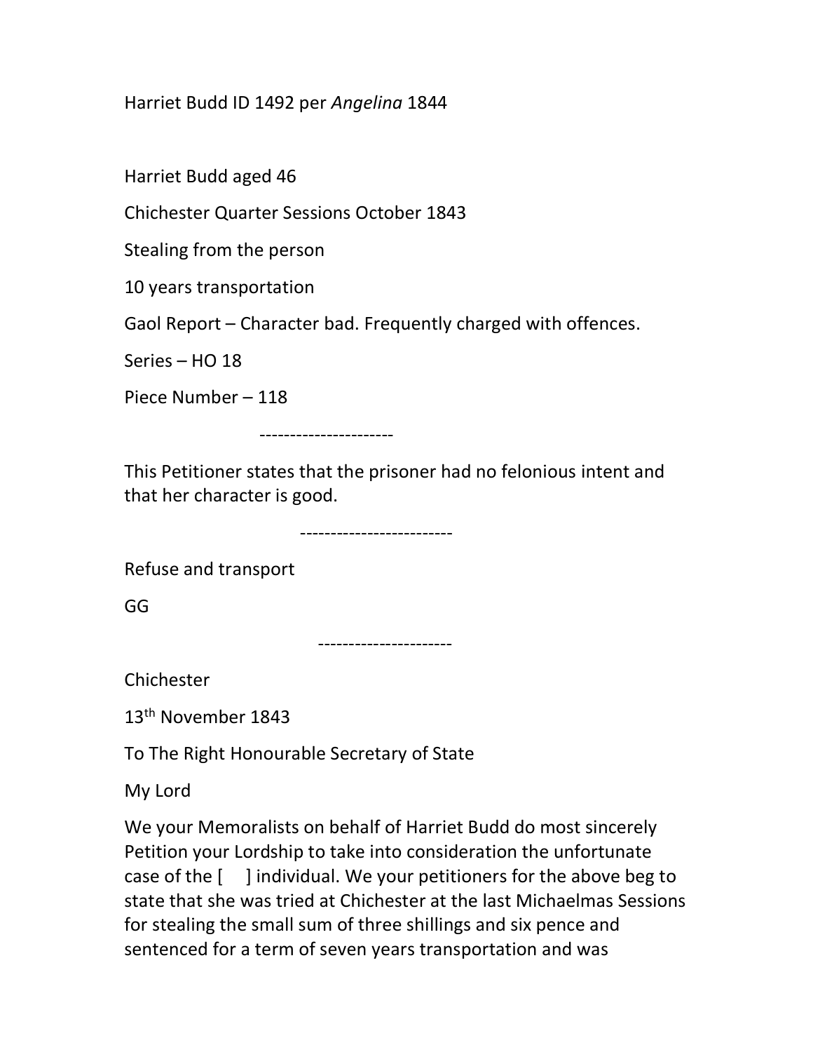Harriet Budd ID 1492 per *Angelina* 1844

Harriet Budd aged 46

Chichester Quarter Sessions October 1843

Stealing from the person

10 years transportation

Gaol Report – Character bad. Frequently charged with offences.

Series – HO 18

Piece Number – 118

----------------------

This Petitioner states that the prisoner had no felonious intent and that her character is good.

-------------------------

Refuse and transport

GG

----------------------

Chichester

13th November 1843

To The Right Honourable Secretary of State

My Lord

We your Memoralists on behalf of Harriet Budd do most sincerely Petition your Lordship to take into consideration the unfortunate case of the [ ] individual. We your petitioners for the above beg to state that she was tried at Chichester at the last Michaelmas Sessions for stealing the small sum of three shillings and six pence and sentenced for a term of seven years transportation and was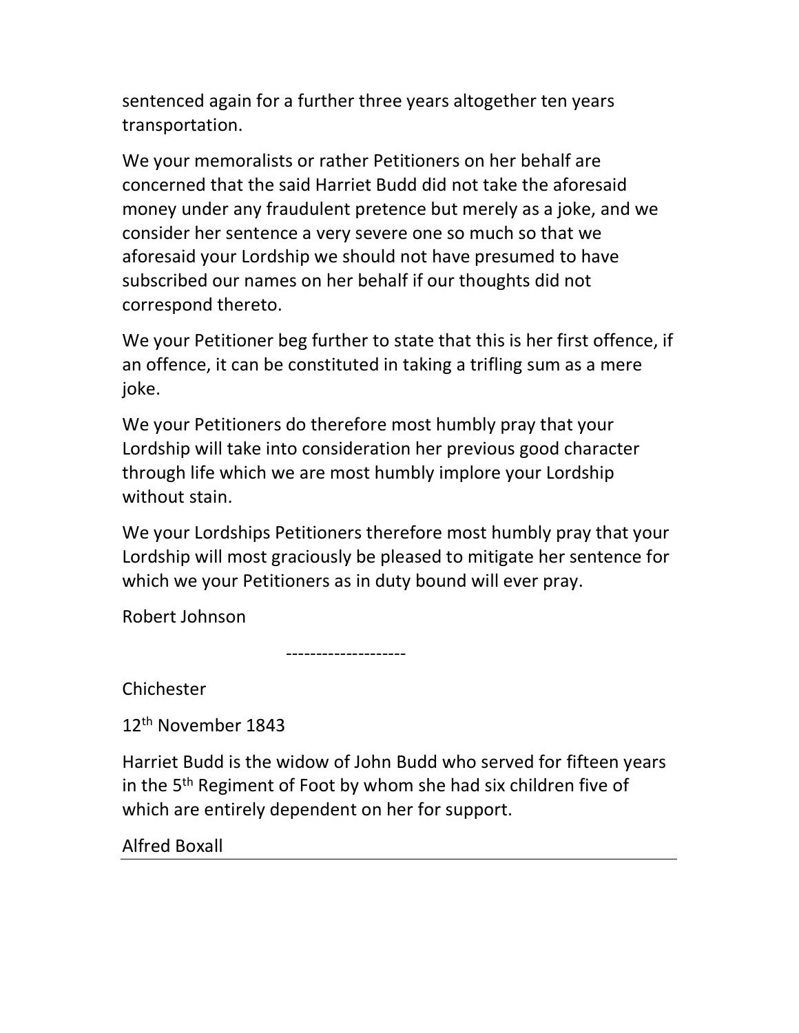sentenced again for a further three years altogether ten years transportation.

We your memoralists or rather Petitioners on her behalf are concerned that the said Harriet Budd did not take the aforesaid money under any fraudulent pretence but merely as a joke, and we consider her sentence a very severe one so much so that we aforesaid your Lordship we should not have presumed to have subscribed our names on her behalf if our thoughts did not correspond thereto.

We your Petitioner beg further to state that this is her first offence, if an offence, it can be constituted in taking a trifling sum as a mere joke.

We your Petitioners do therefore most humbly pray that your Lordship will take into consideration her previous good character through life which we are most humbly implore your Lordship without stain.

We your Lordships Petitioners therefore most humbly pray that your Lordship will most graciously be pleased to mitigate her sentence for which we your Petitioners as in duty bound will ever pray.

Robert Johnson

--------------------

Chichester

12th November 1843

Harriet Budd is the widow of John Budd who served for fifteen years in the 5th Regiment of Foot by whom she had six children five of which are entirely dependent on her for support.

Alfred Boxall